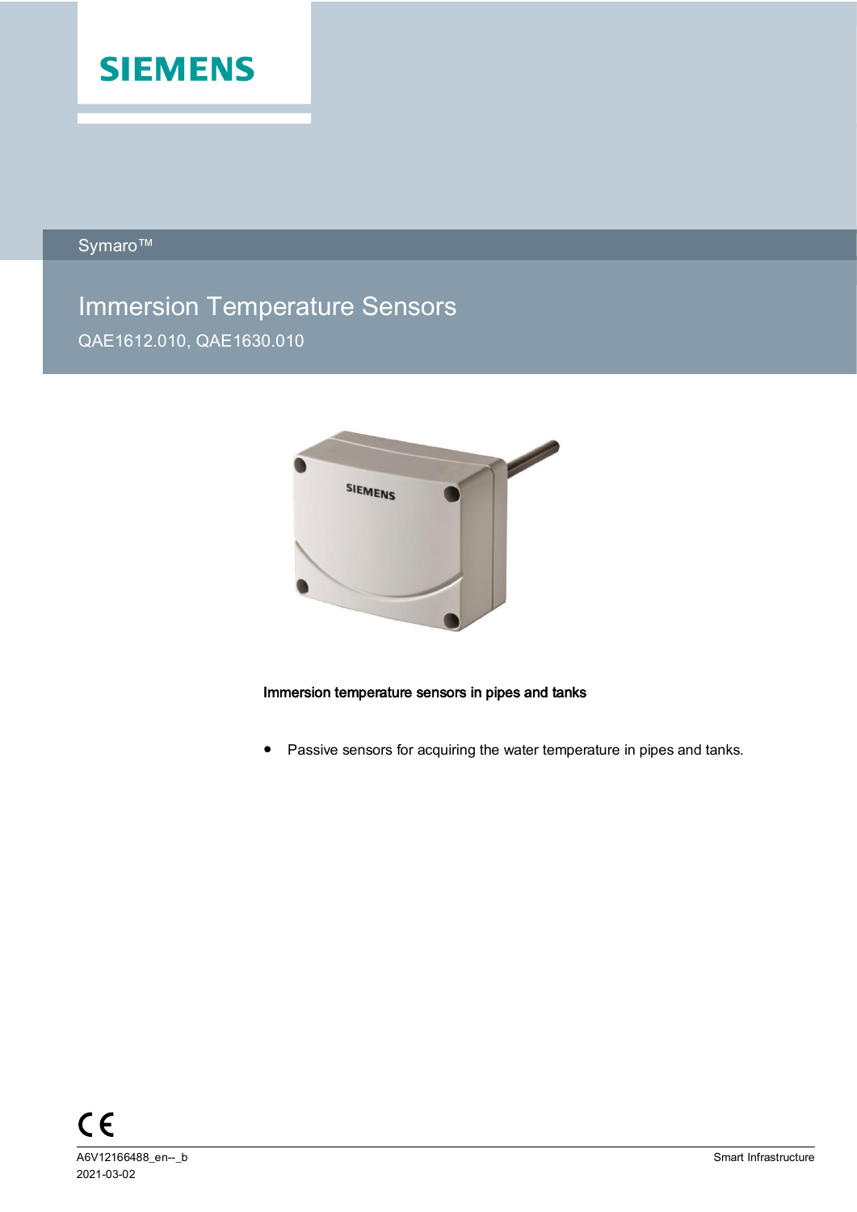Symaro™

# Immersion Temperature Sensors

QAE1612.010, QAE1630.010

**Immersion temperature sensors in pipes and tanks**

- Passive sensors for acquiring the water temperature in pipes and tanks.

A6V12166488_en--_b
2021-03-02

Smart Infrastructure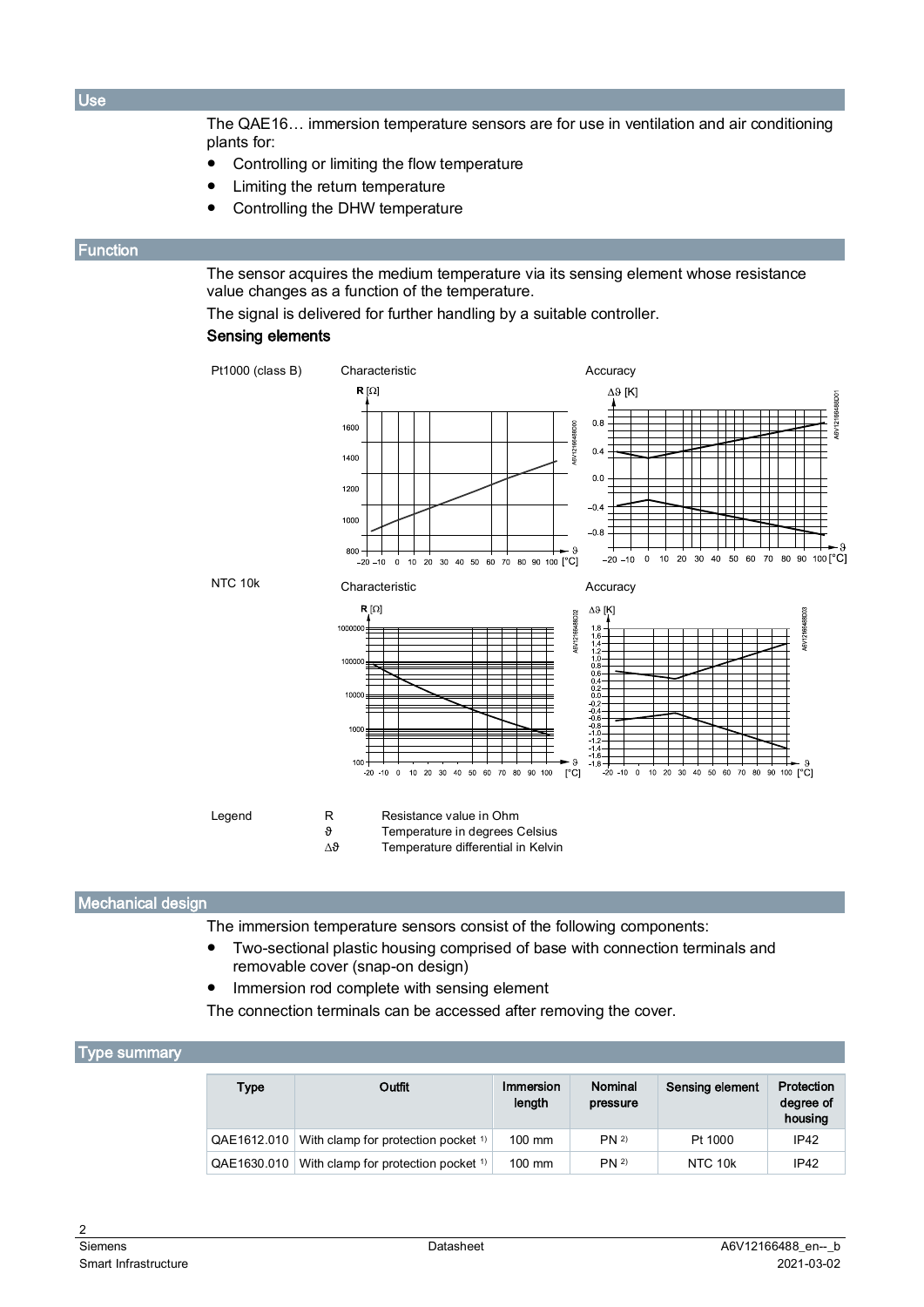## Use

The QAE16… immersion temperature sensors are for use in ventilation and air conditioning plants for:

- Controlling or limiting the flow temperature
- Limiting the return temperature
- Controlling the DHW temperature

## Function

The sensor acquires the medium temperature via its sensing element whose resistance value changes as a function of the temperature.

The signal is delivered for further handling by a suitable controller.

### Sensing elements

Pt1000 (class B)

Characteristic

Accuracy

NTC 10k

Characteristic

Accuracy

| Legend | | |
|---|---|---|
| | R | Resistance value in Ohm |
| | ϑ | Temperature in degrees Celsius |
| | Δϑ | Temperature differential in Kelvin |

## Mechanical design

The immersion temperature sensors consist of the following components:

- Two-sectional plastic housing comprised of base with connection terminals and removable cover (snap-on design)
- Immersion rod complete with sensing element

The connection terminals can be accessed after removing the cover.

## Type summary

| Type | Outfit | Immersion length | Nominal pressure | Sensing element | Protection degree of housing |
|---|---|---|---|---|---|
| QAE1612.010 | With clamp for protection pocket [1] | 100 mm | PN [2] | Pt 1000 | IP42 |
| QAE1630.010 | With clamp for protection pocket [1] | 100 mm | PN [2] | NTC 10k | IP42 |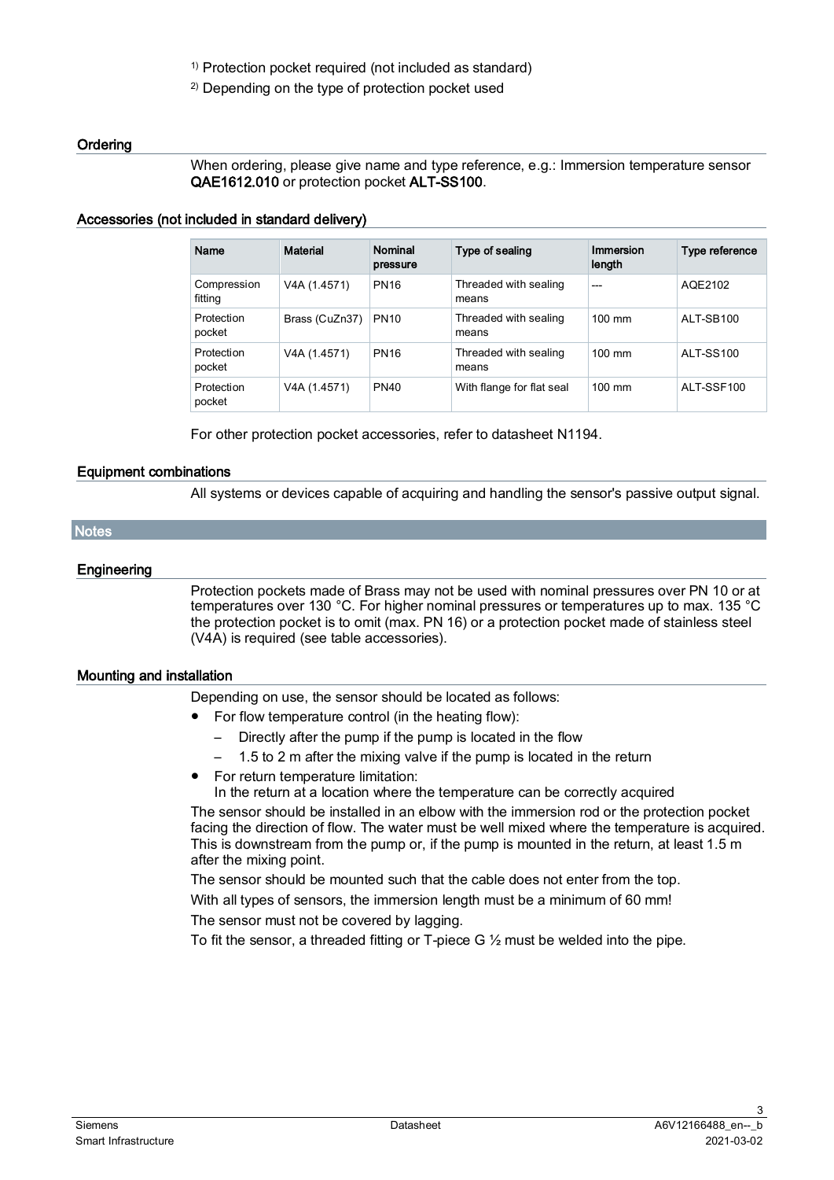1) Protection pocket required (not included as standard)

2) Depending on the type of protection pocket used

### Ordering

When ordering, please give name and type reference, e.g.: Immersion temperature sensor **QAE1612.010** or protection pocket **ALT-SS100**.

### Accessories (not included in standard delivery)

| Name | Material | Nominal pressure | Type of sealing | Immersion length | Type reference |
|---|---|---|---|---|---|
| Compression fitting | V4A (1.4571) | PN16 | Threaded with sealing means | --- | AQE2102 |
| Protection pocket | Brass (CuZn37) | PN10 | Threaded with sealing means | 100 mm | ALT-SB100 |
| Protection pocket | V4A (1.4571) | PN16 | Threaded with sealing means | 100 mm | ALT-SS100 |
| Protection pocket | V4A (1.4571) | PN40 | With flange for flat seal | 100 mm | ALT-SSF100 |

For other protection pocket accessories, refer to datasheet N1194.

### Equipment combinations

All systems or devices capable of acquiring and handling the sensor's passive output signal.

## Notes

### Engineering

Protection pockets made of Brass may not be used with nominal pressures over PN 10 or at temperatures over 130 °C. For higher nominal pressures or temperatures up to max. 135 °C the protection pocket is to omit (max. PN 16) or a protection pocket made of stainless steel (V4A) is required (see table accessories).

### Mounting and installation

Depending on use, the sensor should be located as follows:

- For flow temperature control (in the heating flow):
  - Directly after the pump if the pump is located in the flow
  - 1.5 to 2 m after the mixing valve if the pump is located in the return
- For return temperature limitation:
  In the return at a location where the temperature can be correctly acquired

The sensor should be installed in an elbow with the immersion rod or the protection pocket facing the direction of flow. The water must be well mixed where the temperature is acquired. This is downstream from the pump or, if the pump is mounted in the return, at least 1.5 m after the mixing point.

The sensor should be mounted such that the cable does not enter from the top.

With all types of sensors, the immersion length must be a minimum of 60 mm!

The sensor must not be covered by lagging.

To fit the sensor, a threaded fitting or T-piece G ½ must be welded into the pipe.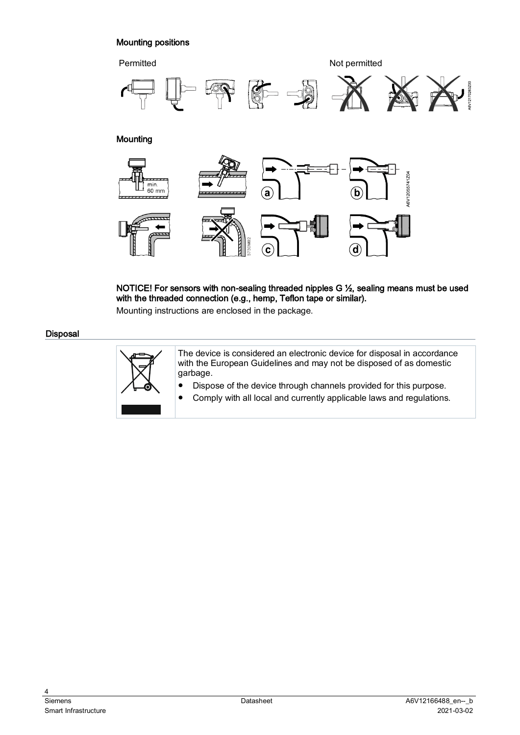### Mounting positions

Permitted

Not permitted

### Mounting

**NOTICE! For sensors with non-sealing threaded nipples G ½, sealing means must be used with the threaded connection (e.g., hemp, Teflon tape or similar).**

Mounting instructions are enclosed in the package.

## Disposal

The device is considered an electronic device for disposal in accordance with the European Guidelines and may not be disposed of as domestic garbage.

- Dispose of the device through channels provided for this purpose.
- Comply with all local and currently applicable laws and regulations.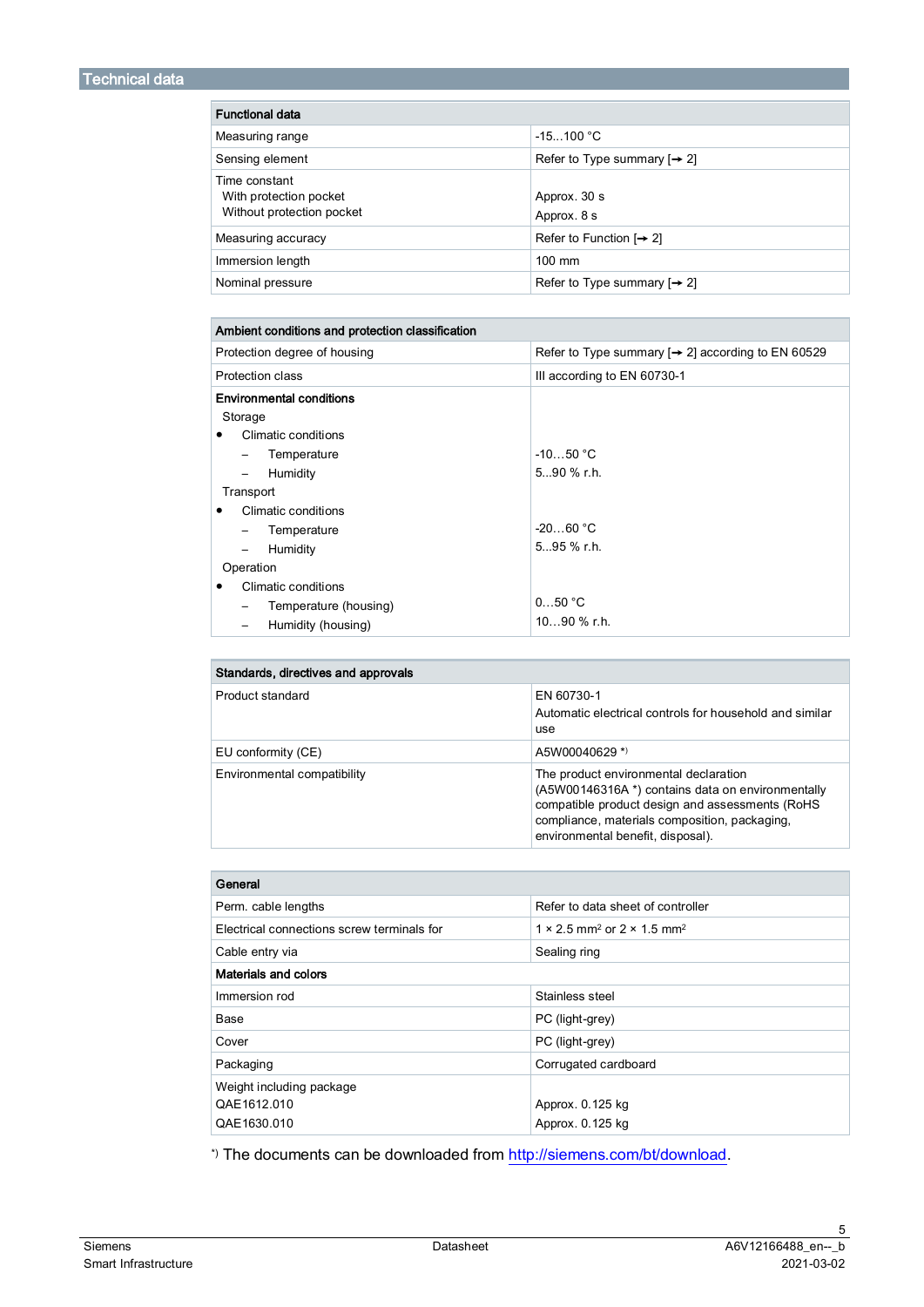## Technical data

| Functional data | |
|---|---|
| Measuring range | -15...100 °C |
| Sensing element | Refer to Type summary [→ 2] |
| Time constant<br>With protection pocket<br>Without protection pocket | <br>Approx. 30 s<br>Approx. 8 s |
| Measuring accuracy | Refer to Function [→ 2] |
| Immersion length | 100 mm |
| Nominal pressure | Refer to Type summary [→ 2] |

| Ambient conditions and protection classification | |
|---|---|
| Protection degree of housing | Refer to Type summary [→ 2] according to EN 60529 |
| Protection class | III according to EN 60730-1 |
| **Environmental conditions** | |
| Storage | |
| • Climatic conditions | |
| – Temperature | -10…50 °C |
| – Humidity | 5...90 % r.h. |
| Transport | |
| • Climatic conditions | |
| – Temperature | -20…60 °C |
| – Humidity | 5...95 % r.h. |
| Operation | |
| • Climatic conditions | |
| – Temperature (housing) | 0…50 °C |
| – Humidity (housing) | 10…90 % r.h. |

| Standards, directives and approvals | |
|---|---|
| Product standard | EN 60730-1<br>Automatic electrical controls for household and similar use |
| EU conformity (CE) | A5W00040629 *) |
| Environmental compatibility | The product environmental declaration (A5W00146316A *) contains data on environmentally compatible product design and assessments (RoHS compliance, materials composition, packaging, environmental benefit, disposal). |

| General | |
|---|---|
| Perm. cable lengths | Refer to data sheet of controller |
| Electrical connections screw terminals for | 1 × 2.5 mm² or 2 × 1.5 mm² |
| Cable entry via | Sealing ring |
| **Materials and colors** | |
| Immersion rod | Stainless steel |
| Base | PC (light-grey) |
| Cover | PC (light-grey) |
| Packaging | Corrugated cardboard |
| Weight including package<br>QAE1612.010<br>QAE1630.010 | <br>Approx. 0.125 kg<br>Approx. 0.125 kg |

*) The documents can be downloaded from http://siemens.com/bt/download.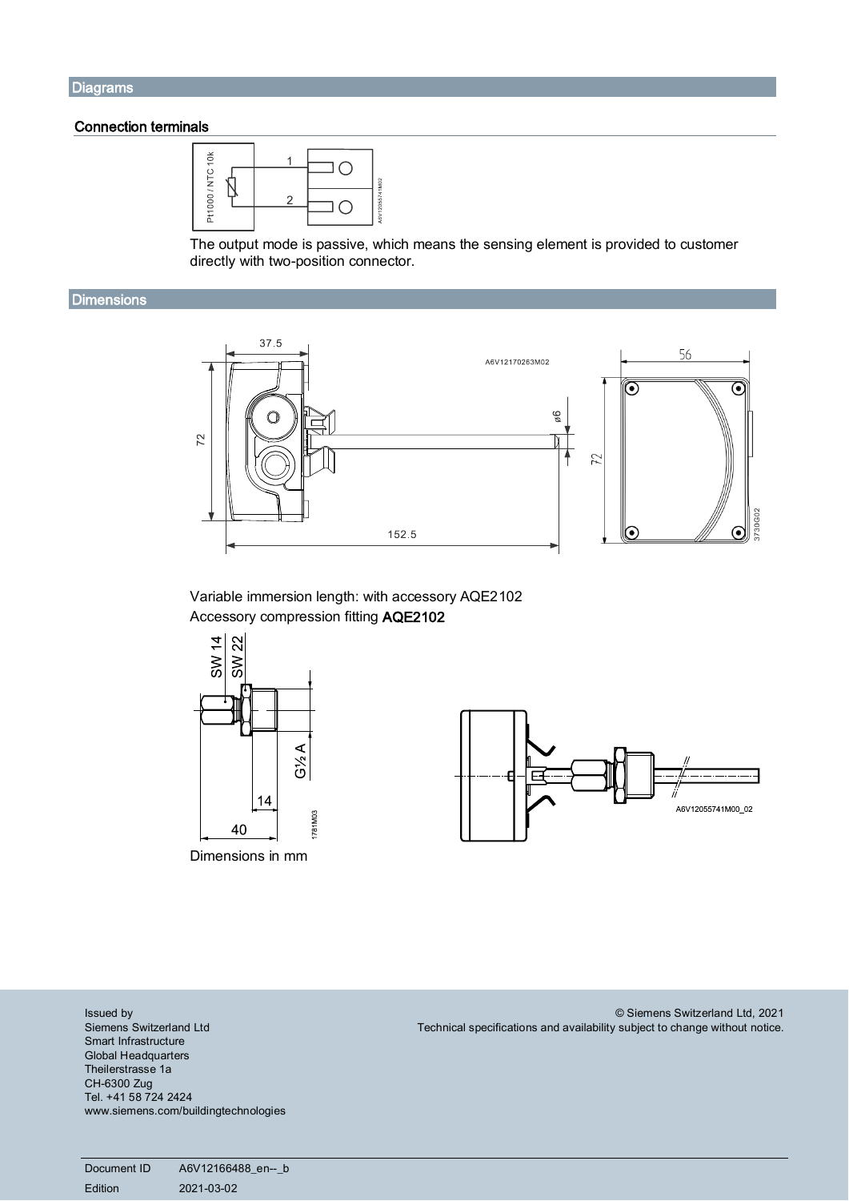## Diagrams

### Connection terminals

Pt1000 / NTC 10k

1

2

A6V12055741M02

The output mode is passive, which means the sensing element is provided to customer directly with two-position connector.

## Dimensions

37.5

72

ø6

152.5

A6V12170263M02

56

72

3730G02

Variable immersion length: with accessory AQE2102

Accessory compression fitting **AQE2102**

SW 14

SW 22

G½ A

14

40

1781M03

A6V12055741M00_02

Dimensions in mm

Issued by
Siemens Switzerland Ltd
Smart Infrastructure
Global Headquarters
Theilerstrasse 1a
CH-6300 Zug
Tel. +41 58 724 2424
www.siemens.com/buildingtechnologies

© Siemens Switzerland Ltd, 2021
Technical specifications and availability subject to change without notice.

| | |
|---|---|
| Document ID | A6V12166488_en--_b |
| Edition | 2021-03-02 |